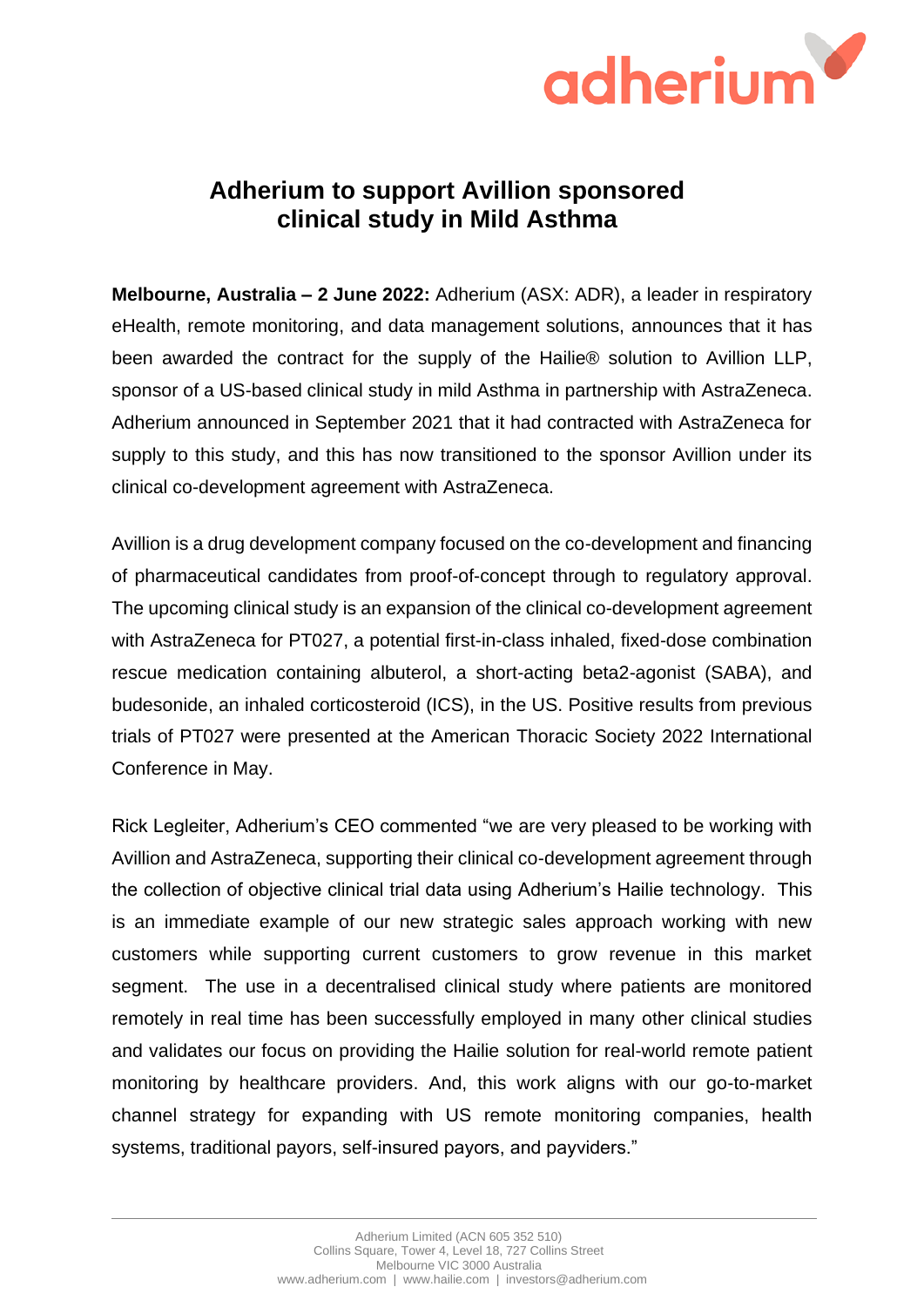# Adherium to support Avillion sponsored clinical study in Mild Asthma

**Melbourne, Australia – 2 June 2022:** Adherium (ASX: ADR), a leader in respiratory eHealth, remote monitoring, and data management solutions, announces that it has been awarded the contract for the supply of the Hailie® solution to Avillion LLP, sponsor of a US-based clinical study in mild Asthma in partnership with AstraZeneca. Adherium announced in September 2021 that it had contracted with AstraZeneca for supply to this study, and this has now transitioned to the sponsor Avillion under its clinical co-development agreement with AstraZeneca.

Avillion is a drug development company focused on the co-development and financing of pharmaceutical candidates from proof-of-concept through to regulatory approval. The upcoming clinical study is an expansion of the clinical co-development agreement with AstraZeneca for PT027, a potential first-in-class inhaled, fixed-dose combination rescue medication containing albuterol, a short-acting beta2-agonist (SABA), and budesonide, an inhaled corticosteroid (ICS), in the US. Positive results from previous trials of PT027 were presented at the American Thoracic Society 2022 International Conference in May.

Rick Legleiter, Adherium's CEO commented "we are very pleased to be working with Avillion and AstraZeneca, supporting their clinical co-development agreement through the collection of objective clinical trial data using Adherium's Hailie technology. This is an immediate example of our new strategic sales approach working with new customers while supporting current customers to grow revenue in this market segment. The use in a decentralised clinical study where patients are monitored remotely in real time has been successfully employed in many other clinical studies and validates our focus on providing the Hailie solution for real-world remote patient monitoring by healthcare providers. And, this work aligns with our go-to-market channel strategy for expanding with US remote monitoring companies, health systems, traditional payors, self-insured payors, and payviders."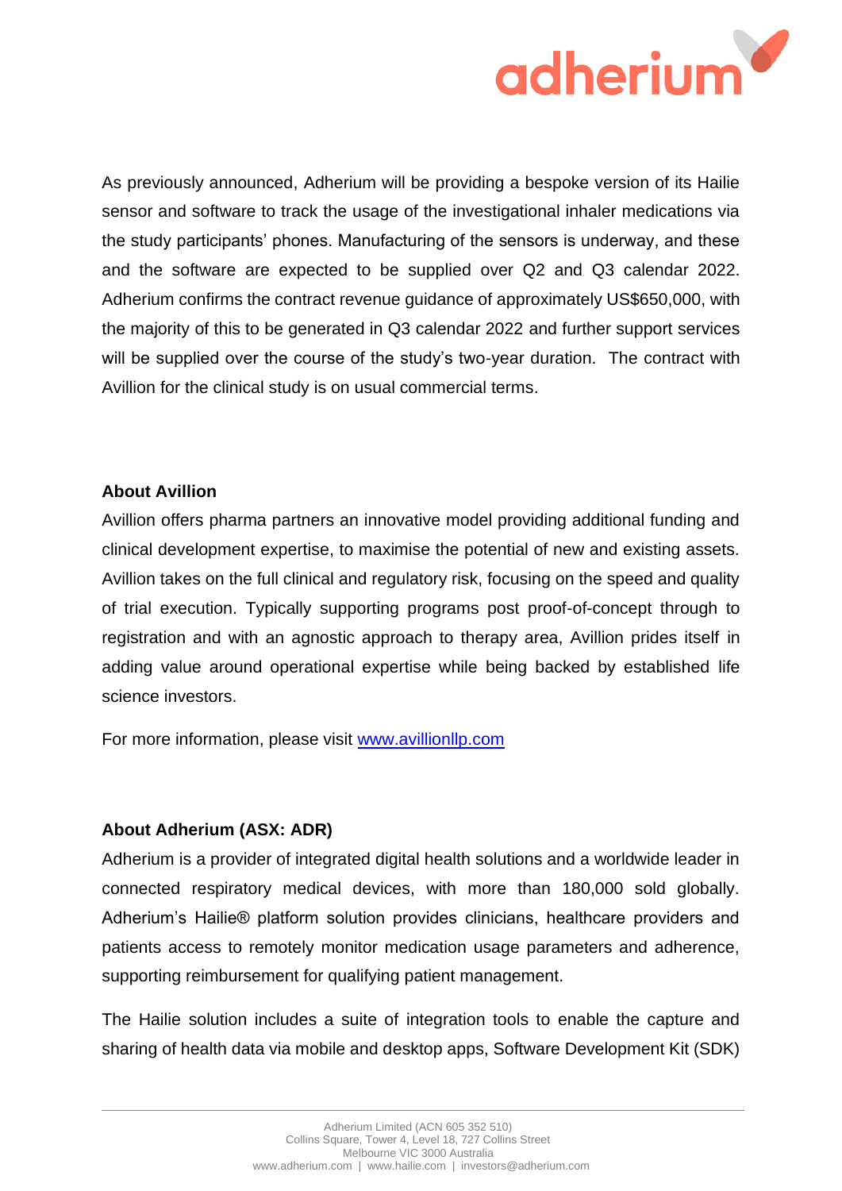As previously announced, Adherium will be providing a bespoke version of its Hailie sensor and software to track the usage of the investigational inhaler medications via the study participants' phones. Manufacturing of the sensors is underway, and these and the software are expected to be supplied over Q2 and Q3 calendar 2022. Adherium confirms the contract revenue guidance of approximately US$650,000, with the majority of this to be generated in Q3 calendar 2022 and further support services will be supplied over the course of the study's two-year duration. The contract with Avillion for the clinical study is on usual commercial terms.

**About Avillion**

Avillion offers pharma partners an innovative model providing additional funding and clinical development expertise, to maximise the potential of new and existing assets. Avillion takes on the full clinical and regulatory risk, focusing on the speed and quality of trial execution. Typically supporting programs post proof-of-concept through to registration and with an agnostic approach to therapy area, Avillion prides itself in adding value around operational expertise while being backed by established life science investors.

For more information, please visit [www.avillionllp.com](http://www.avillionllp.com)

**About Adherium (ASX: ADR)**

Adherium is a provider of integrated digital health solutions and a worldwide leader in connected respiratory medical devices, with more than 180,000 sold globally. Adherium's Hailie® platform solution provides clinicians, healthcare providers and patients access to remotely monitor medication usage parameters and adherence, supporting reimbursement for qualifying patient management.

The Hailie solution includes a suite of integration tools to enable the capture and sharing of health data via mobile and desktop apps, Software Development Kit (SDK)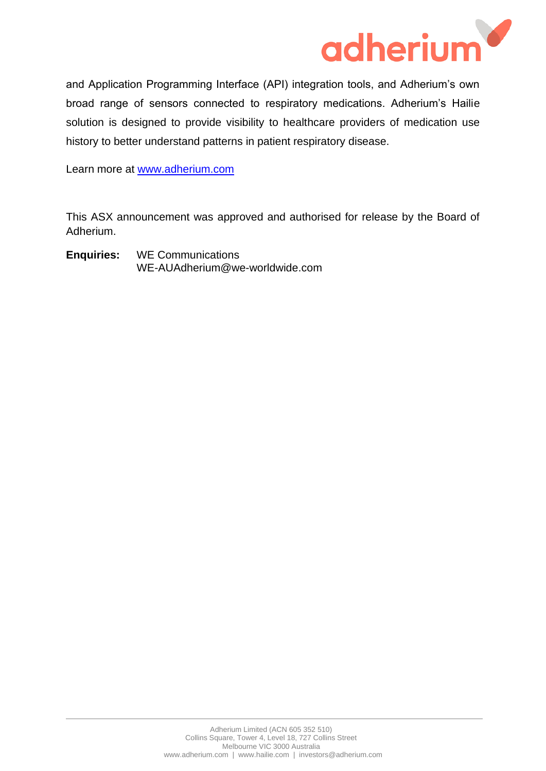and Application Programming Interface (API) integration tools, and Adherium's own broad range of sensors connected to respiratory medications. Adherium's Hailie solution is designed to provide visibility to healthcare providers of medication use history to better understand patterns in patient respiratory disease.

Learn more at [www.adherium.com](www.adherium.com)

This ASX announcement was approved and authorised for release by the Board of Adherium.

**Enquiries:** WE Communications
WE-AUAdherium@we-worldwide.com